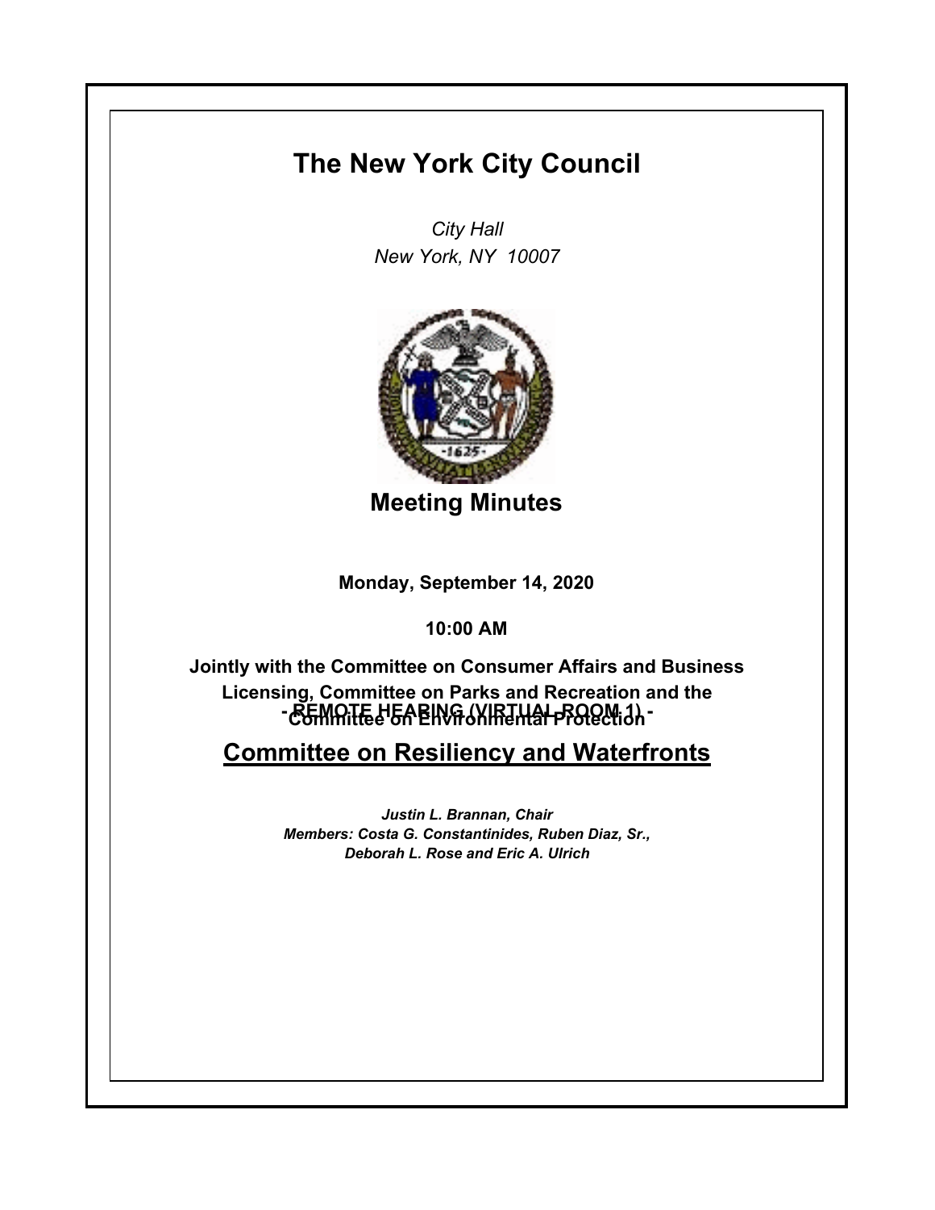# The New York City Council

*City Hall*
*New York, NY 10007*

## Meeting Minutes

**Monday, September 14, 2020**

**10:00 AM**

**- REMOTE HEARING (VIRTUAL ROOM 1) -**

**Jointly with the Committee on Consumer Affairs and Business Licensing, Committee on Parks and Recreation and the Committee on Environmental Protection**

## Committee on Resiliency and Waterfronts

***Justin L. Brannan, Chair***
***Members: Costa G. Constantinides, Ruben Diaz, Sr., Deborah L. Rose and Eric A. Ulrich***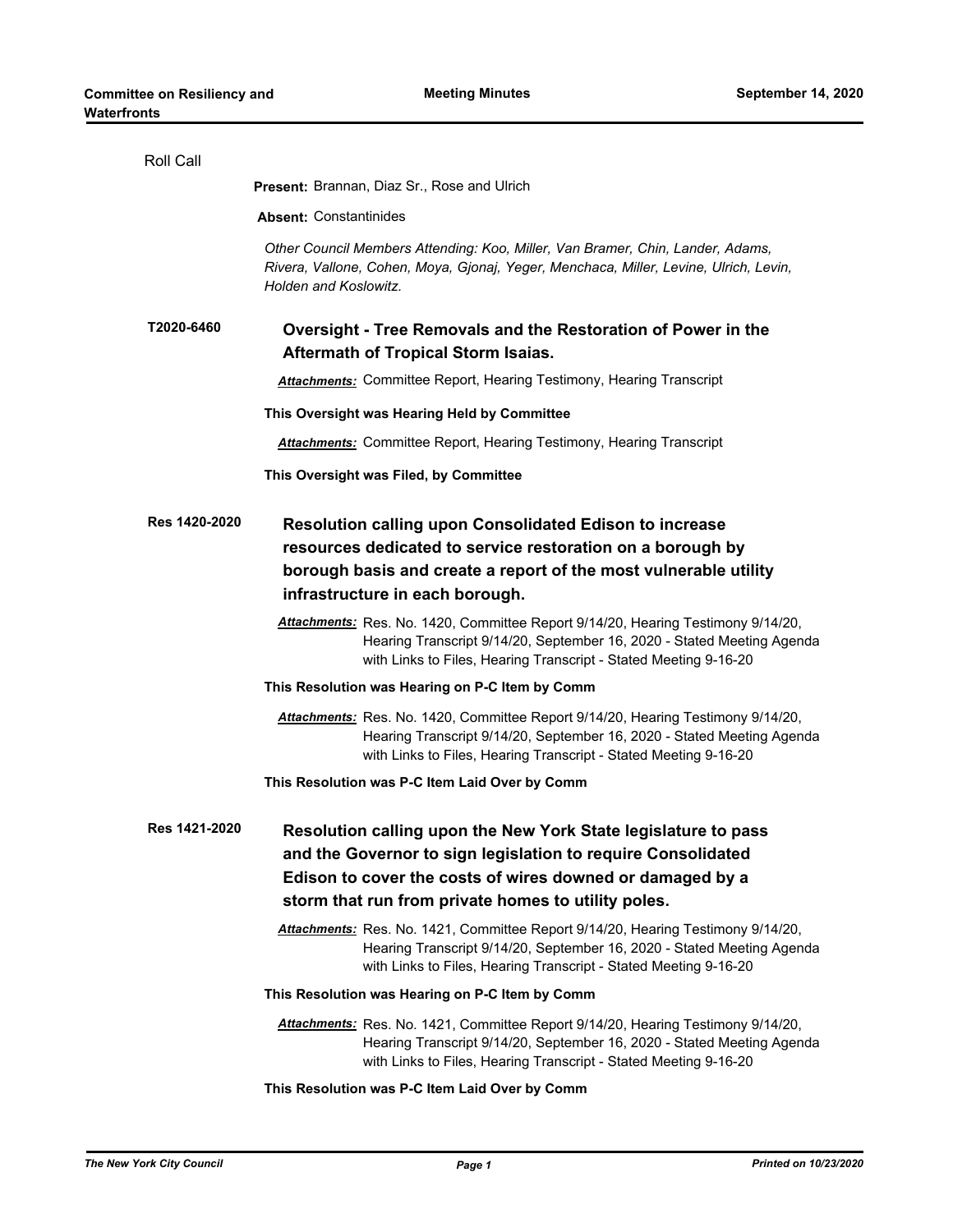Roll Call

**Present:** Brannan, Diaz Sr., Rose and Ulrich

**Absent:** Constantinides

*Other Council Members Attending: Koo, Miller, Van Bramer, Chin, Lander, Adams, Rivera, Vallone, Cohen, Moya, Gjonaj, Yeger, Menchaca, Miller, Levine, Ulrich, Levin, Holden and Koslowitz.*

**T2020-6460** **Oversight - Tree Removals and the Restoration of Power in the Aftermath of Tropical Storm Isaias.**

***Attachments:*** Committee Report, Hearing Testimony, Hearing Transcript

**This Oversight was Hearing Held by Committee**

***Attachments:*** Committee Report, Hearing Testimony, Hearing Transcript

**This Oversight was Filed, by Committee**

**Res 1420-2020** **Resolution calling upon Consolidated Edison to increase resources dedicated to service restoration on a borough by borough basis and create a report of the most vulnerable utility infrastructure in each borough.**

***Attachments:*** Res. No. 1420, Committee Report 9/14/20, Hearing Testimony 9/14/20, Hearing Transcript 9/14/20, September 16, 2020 - Stated Meeting Agenda with Links to Files, Hearing Transcript - Stated Meeting 9-16-20

**This Resolution was Hearing on P-C Item by Comm**

***Attachments:*** Res. No. 1420, Committee Report 9/14/20, Hearing Testimony 9/14/20, Hearing Transcript 9/14/20, September 16, 2020 - Stated Meeting Agenda with Links to Files, Hearing Transcript - Stated Meeting 9-16-20

**This Resolution was P-C Item Laid Over by Comm**

**Res 1421-2020** **Resolution calling upon the New York State legislature to pass and the Governor to sign legislation to require Consolidated Edison to cover the costs of wires downed or damaged by a storm that run from private homes to utility poles.**

***Attachments:*** Res. No. 1421, Committee Report 9/14/20, Hearing Testimony 9/14/20, Hearing Transcript 9/14/20, September 16, 2020 - Stated Meeting Agenda with Links to Files, Hearing Transcript - Stated Meeting 9-16-20

**This Resolution was Hearing on P-C Item by Comm**

***Attachments:*** Res. No. 1421, Committee Report 9/14/20, Hearing Testimony 9/14/20, Hearing Transcript 9/14/20, September 16, 2020 - Stated Meeting Agenda with Links to Files, Hearing Transcript - Stated Meeting 9-16-20

**This Resolution was P-C Item Laid Over by Comm**